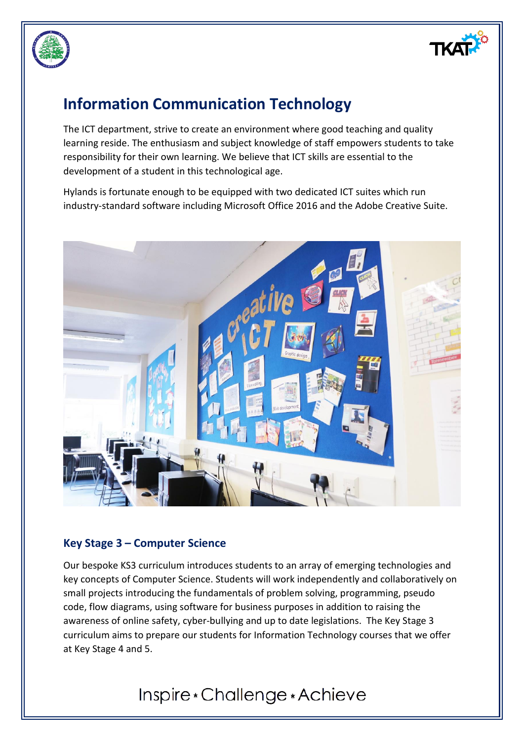# Information Communication Technology

The ICT department, strive to create an environment where good teaching and quality learning reside. The enthusiasm and subject knowledge of staff empowers students to take responsibility for their own learning. We believe that ICT skills are essential to the development of a student in this technological age.

Hylands is fortunate enough to be equipped with two dedicated ICT suites which run industry-standard software including Microsoft Office 2016 and the Adobe Creative Suite.

## Key Stage 3 – Computer Science

Our bespoke KS3 curriculum introduces students to an array of emerging technologies and key concepts of Computer Science. Students will work independently and collaboratively on small projects introducing the fundamentals of problem solving, programming, pseudo code, flow diagrams, using software for business purposes in addition to raising the awareness of online safety, cyber-bullying and up to date legislations. The Key Stage 3 curriculum aims to prepare our students for Information Technology courses that we offer at Key Stage 4 and 5.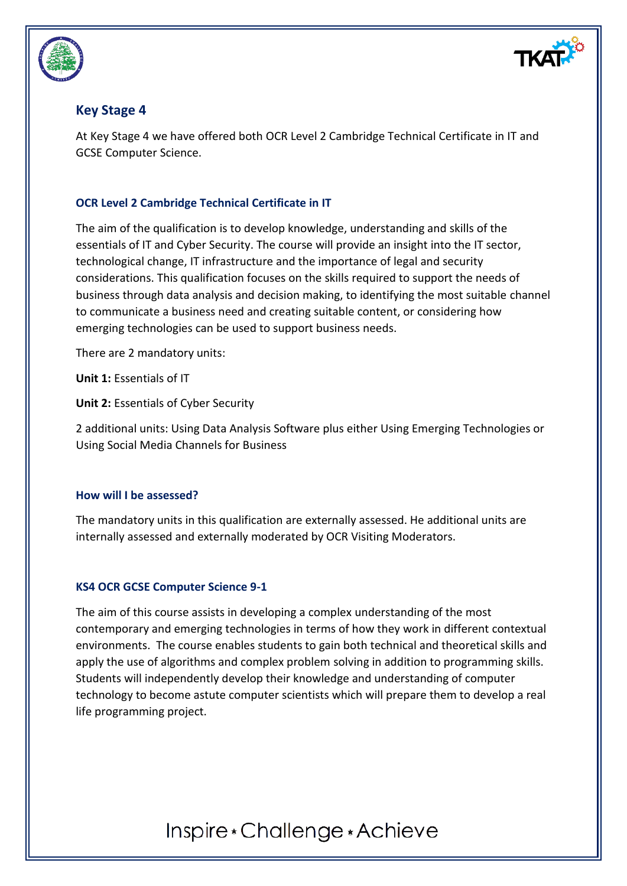## Key Stage 4

At Key Stage 4 we have offered both OCR Level 2 Cambridge Technical Certificate in IT and GCSE Computer Science.

### OCR Level 2 Cambridge Technical Certificate in IT

The aim of the qualification is to develop knowledge, understanding and skills of the essentials of IT and Cyber Security. The course will provide an insight into the IT sector, technological change, IT infrastructure and the importance of legal and security considerations. This qualification focuses on the skills required to support the needs of business through data analysis and decision making, to identifying the most suitable channel to communicate a business need and creating suitable content, or considering how emerging technologies can be used to support business needs.

There are 2 mandatory units:

**Unit 1:** Essentials of IT

**Unit 2:** Essentials of Cyber Security

2 additional units: Using Data Analysis Software plus either Using Emerging Technologies or Using Social Media Channels for Business

### How will I be assessed?

The mandatory units in this qualification are externally assessed. He additional units are internally assessed and externally moderated by OCR Visiting Moderators.

### KS4 OCR GCSE Computer Science 9-1

The aim of this course assists in developing a complex understanding of the most contemporary and emerging technologies in terms of how they work in different contextual environments. The course enables students to gain both technical and theoretical skills and apply the use of algorithms and complex problem solving in addition to programming skills. Students will independently develop their knowledge and understanding of computer technology to become astute computer scientists which will prepare them to develop a real life programming project.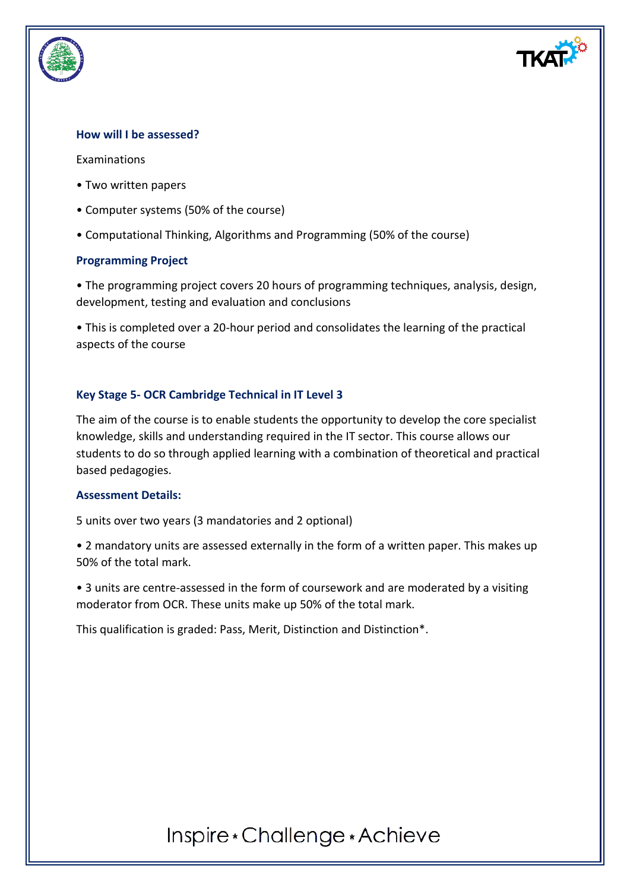### How will I be assessed?

Examinations

• Two written papers

• Computer systems (50% of the course)

• Computational Thinking, Algorithms and Programming (50% of the course)

### Programming Project

• The programming project covers 20 hours of programming techniques, analysis, design, development, testing and evaluation and conclusions

• This is completed over a 20-hour period and consolidates the learning of the practical aspects of the course

### Key Stage 5- OCR Cambridge Technical in IT Level 3

The aim of the course is to enable students the opportunity to develop the core specialist knowledge, skills and understanding required in the IT sector. This course allows our students to do so through applied learning with a combination of theoretical and practical based pedagogies.

### Assessment Details:

5 units over two years (3 mandatories and 2 optional)

• 2 mandatory units are assessed externally in the form of a written paper. This makes up 50% of the total mark.

• 3 units are centre-assessed in the form of coursework and are moderated by a visiting moderator from OCR. These units make up 50% of the total mark.

This qualification is graded: Pass, Merit, Distinction and Distinction*.